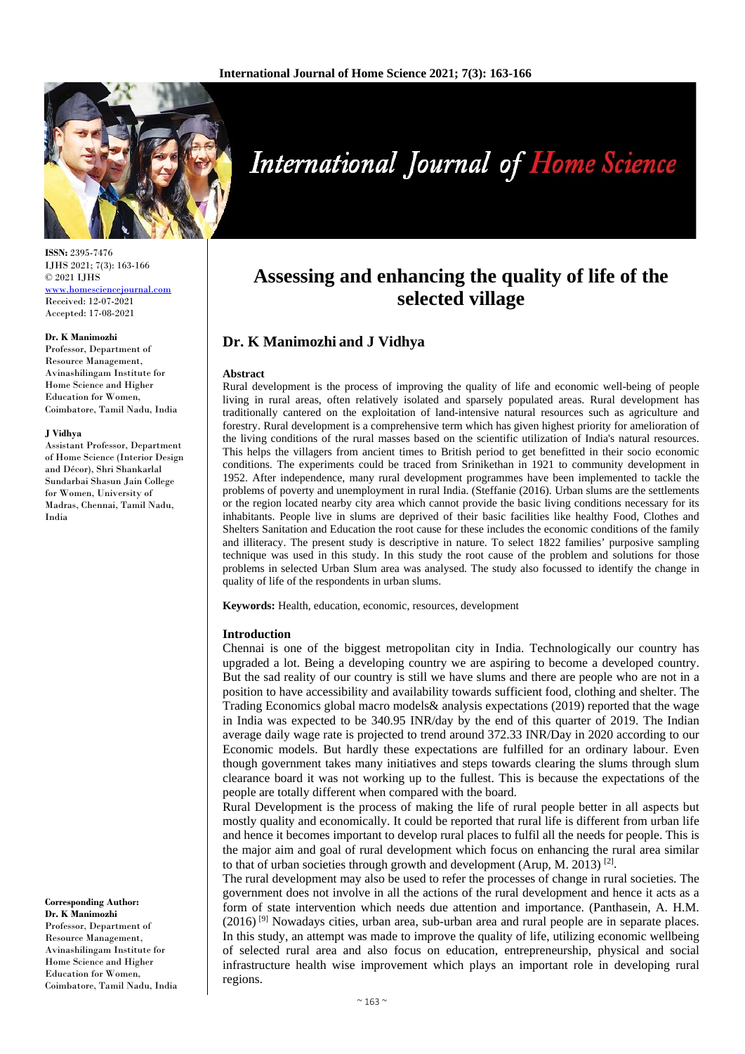# Assessing and enhancing the quality of life of the selected village

## Dr. K Manimozhi and J Vidhya

**ISSN:** 2395-7476
IJHS 2021; 7(3): 163-166
© 2021 IJHS
www.homesciencejournal.com
Received: 12-07-2021
Accepted: 17-08-2021

**Dr. K Manimozhi**
Professor, Department of Resource Management, Avinashilingam Institute for Home Science and Higher Education for Women, Coimbatore, Tamil Nadu, India

**J Vidhya**
Assistant Professor, Department of Home Science (Interior Design and Décor), Shri Shankarlal Sundarbai Shasun Jain College for Women, University of Madras, Chennai, Tamil Nadu, India

**Corresponding Author:**
**Dr. K Manimozhi**
Professor, Department of Resource Management, Avinashilingam Institute for Home Science and Higher Education for Women, Coimbatore, Tamil Nadu, India

### Abstract

Rural development is the process of improving the quality of life and economic well-being of people living in rural areas, often relatively isolated and sparsely populated areas. Rural development has traditionally cantered on the exploitation of land-intensive natural resources such as agriculture and forestry. Rural development is a comprehensive term which has given highest priority for amelioration of the living conditions of the rural masses based on the scientific utilization of India's natural resources. This helps the villagers from ancient times to British period to get benefitted in their socio economic conditions. The experiments could be traced from Srinikethan in 1921 to community development in 1952. After independence, many rural development programmes have been implemented to tackle the problems of poverty and unemployment in rural India. (Steffanie (2016). Urban slums are the settlements or the region located nearby city area which cannot provide the basic living conditions necessary for its inhabitants. People live in slums are deprived of their basic facilities like healthy Food, Clothes and Shelters Sanitation and Education the root cause for these includes the economic conditions of the family and illiteracy. The present study is descriptive in nature. To select 1822 families' purposive sampling technique was used in this study. In this study the root cause of the problem and solutions for those problems in selected Urban Slum area was analysed. The study also focussed to identify the change in quality of life of the respondents in urban slums.

**Keywords:** Health, education, economic, resources, development

### Introduction

Chennai is one of the biggest metropolitan city in India. Technologically our country has upgraded a lot. Being a developing country we are aspiring to become a developed country. But the sad reality of our country is still we have slums and there are people who are not in a position to have accessibility and availability towards sufficient food, clothing and shelter. The Trading Economics global macro models& analysis expectations (2019) reported that the wage in India was expected to be 340.95 INR/day by the end of this quarter of 2019. The Indian average daily wage rate is projected to trend around 372.33 INR/Day in 2020 according to our Economic models. But hardly these expectations are fulfilled for an ordinary labour. Even though government takes many initiatives and steps towards clearing the slums through slum clearance board it was not working up to the fullest. This is because the expectations of the people are totally different when compared with the board.

Rural Development is the process of making the life of rural people better in all aspects but mostly quality and economically. It could be reported that rural life is different from urban life and hence it becomes important to develop rural places to fulfil all the needs for people. This is the major aim and goal of rural development which focus on enhancing the rural area similar to that of urban societies through growth and development (Arup, M. 2013) [2].

The rural development may also be used to refer the processes of change in rural societies. The government does not involve in all the actions of the rural development and hence it acts as a form of state intervention which needs due attention and importance. (Panthasein, A. H.M. (2016) [9] Nowadays cities, urban area, sub-urban area and rural people are in separate places. In this study, an attempt was made to improve the quality of life, utilizing economic wellbeing of selected rural area and also focus on education, entrepreneurship, physical and social infrastructure health wise improvement which plays an important role in developing rural regions.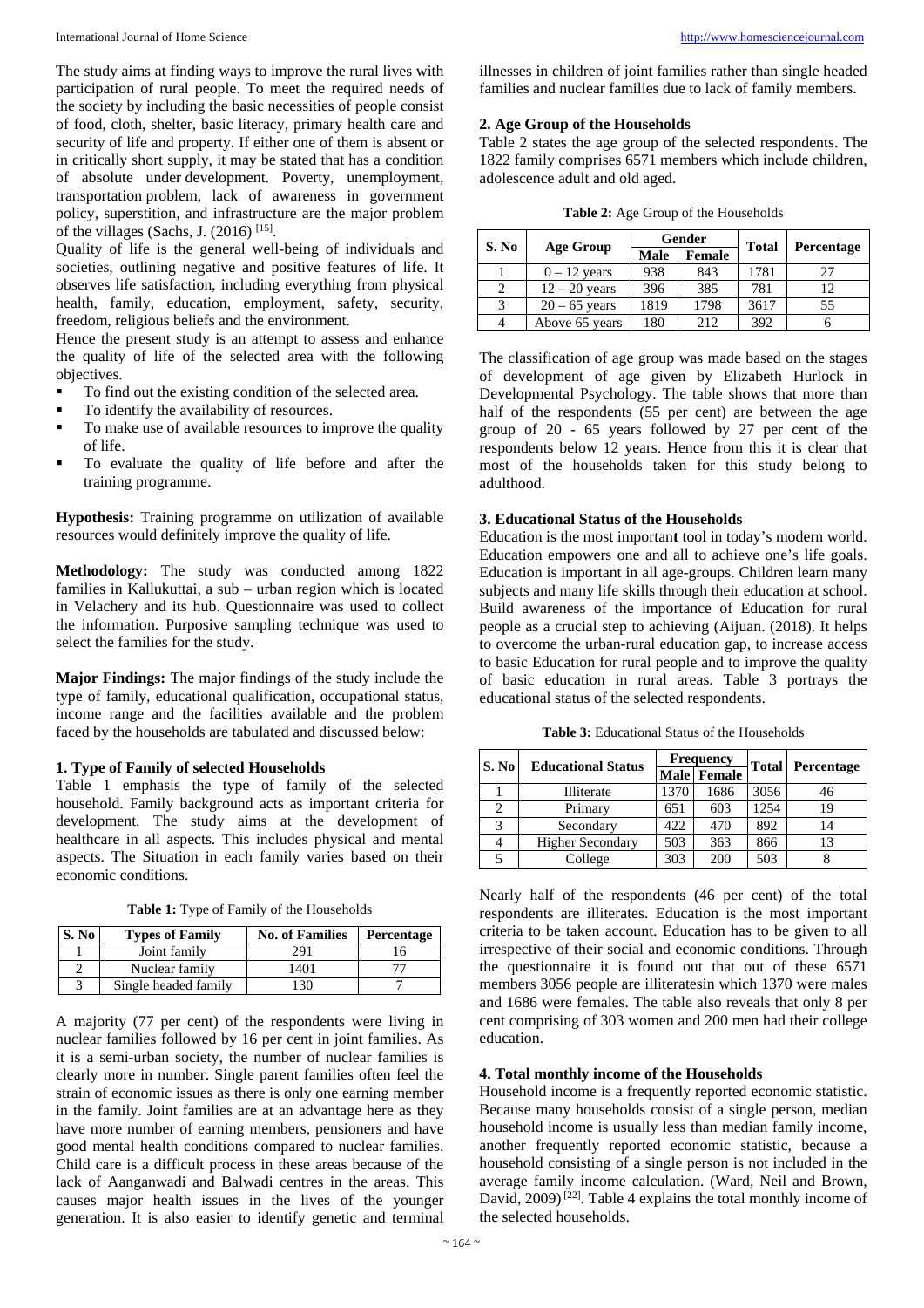The study aims at finding ways to improve the rural lives with participation of rural people. To meet the required needs of the society by including the basic necessities of people consist of food, cloth, shelter, basic literacy, primary health care and security of life and property. If either one of them is absent or in critically short supply, it may be stated that has a condition of absolute under development. Poverty, unemployment, transportation problem, lack of awareness in government policy, superstition, and infrastructure are the major problem of the villages (Sachs, J. (2016) [15].

Quality of life is the general well-being of individuals and societies, outlining negative and positive features of life. It observes life satisfaction, including everything from physical health, family, education, employment, safety, security, freedom, religious beliefs and the environment.

Hence the present study is an attempt to assess and enhance the quality of life of the selected area with the following objectives.

- To find out the existing condition of the selected area.
- To identify the availability of resources.
- To make use of available resources to improve the quality of life.
- To evaluate the quality of life before and after the training programme.

**Hypothesis:** Training programme on utilization of available resources would definitely improve the quality of life.

**Methodology:** The study was conducted among 1822 families in Kallukuttai, a sub – urban region which is located in Velachery and its hub. Questionnaire was used to collect the information. Purposive sampling technique was used to select the families for the study.

**Major Findings:** The major findings of the study include the type of family, educational qualification, occupational status, income range and the facilities available and the problem faced by the households are tabulated and discussed below:

### 1. Type of Family of selected Households

Table 1 emphasis the type of family of the selected household. Family background acts as important criteria for development. The study aims at the development of healthcare in all aspects. This includes physical and mental aspects. The Situation in each family varies based on their economic conditions.

**Table 1:** Type of Family of the Households

| S. No | Types of Family | No. of Families | Percentage |
|---|---|---|---|
| 1 | Joint family | 291 | 16 |
| 2 | Nuclear family | 1401 | 77 |
| 3 | Single headed family | 130 | 7 |

A majority (77 per cent) of the respondents were living in nuclear families followed by 16 per cent in joint families. As it is a semi-urban society, the number of nuclear families is clearly more in number. Single parent families often feel the strain of economic issues as there is only one earning member in the family. Joint families are at an advantage here as they have more number of earning members, pensioners and have good mental health conditions compared to nuclear families. Child care is a difficult process in these areas because of the lack of Aanganwadi and Balwadi centres in the areas. This causes major health issues in the lives of the younger generation. It is also easier to identify genetic and terminal illnesses in children of joint families rather than single headed families and nuclear families due to lack of family members.

### 2. Age Group of the Households

Table 2 states the age group of the selected respondents. The 1822 family comprises 6571 members which include children, adolescence adult and old aged.

**Table 2:** Age Group of the Households

| S. No | Age Group | Gender | | Total | Percentage |
|---|---|---|---|---|---|
| | | Male | Female | | |
| 1 | 0 – 12 years | 938 | 843 | 1781 | 27 |
| 2 | 12 – 20 years | 396 | 385 | 781 | 12 |
| 3 | 20 – 65 years | 1819 | 1798 | 3617 | 55 |
| 4 | Above 65 years | 180 | 212 | 392 | 6 |

The classification of age group was made based on the stages of development of age given by Elizabeth Hurlock in Developmental Psychology. The table shows that more than half of the respondents (55 per cent) are between the age group of 20 - 65 years followed by 27 per cent of the respondents below 12 years. Hence from this it is clear that most of the households taken for this study belong to adulthood.

### 3. Educational Status of the Households

Education is the most important tool in today's modern world. Education empowers one and all to achieve one's life goals. Education is important in all age-groups. Children learn many subjects and many life skills through their education at school. Build awareness of the importance of Education for rural people as a crucial step to achieving (Aijuan. (2018). It helps to overcome the urban-rural education gap, to increase access to basic Education for rural people and to improve the quality of basic education in rural areas. Table 3 portrays the educational status of the selected respondents.

**Table 3:** Educational Status of the Households

| S. No | Educational Status | Frequency | | Total | Percentage |
|---|---|---|---|---|---|
| | | Male | Female | | |
| 1 | Illiterate | 1370 | 1686 | 3056 | 46 |
| 2 | Primary | 651 | 603 | 1254 | 19 |
| 3 | Secondary | 422 | 470 | 892 | 14 |
| 4 | Higher Secondary | 503 | 363 | 866 | 13 |
| 5 | College | 303 | 200 | 503 | 8 |

Nearly half of the respondents (46 per cent) of the total respondents are illiterates. Education is the most important criteria to be taken account. Education has to be given to all irrespective of their social and economic conditions. Through the questionnaire it is found out that out of these 6571 members 3056 people are illiteratesin which 1370 were males and 1686 were females. The table also reveals that only 8 per cent comprising of 303 women and 200 men had their college education.

### 4. Total monthly income of the Households

Household income is a frequently reported economic statistic. Because many households consist of a single person, median household income is usually less than median family income, another frequently reported economic statistic, because a household consisting of a single person is not included in the average family income calculation. (Ward, Neil and Brown, David, 2009) [22]. Table 4 explains the total monthly income of the selected households.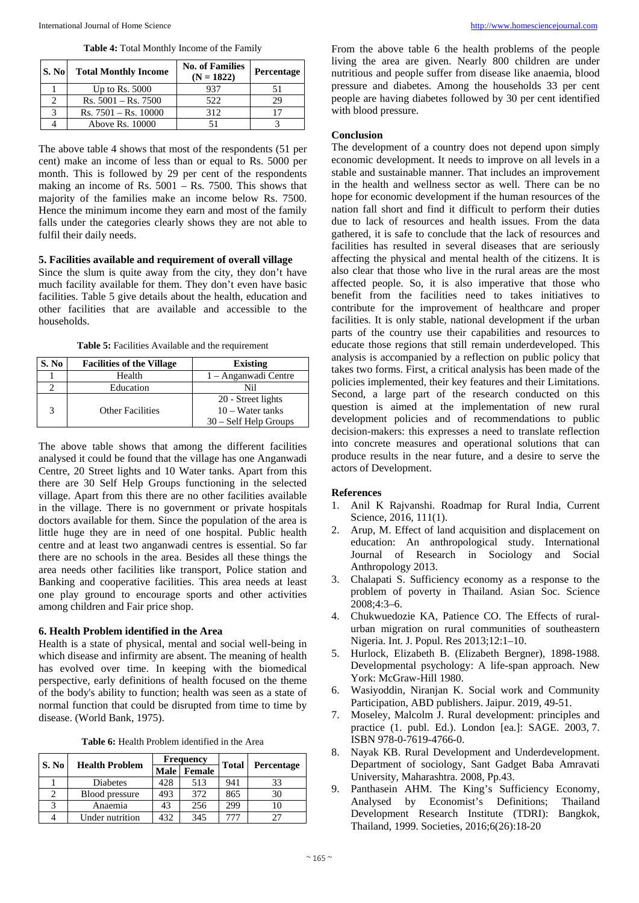**Table 4:** Total Monthly Income of the Family

| S. No | Total Monthly Income | No. of Families (N = 1822) | Percentage |
|---|---|---|---|
| 1 | Up to Rs. 5000 | 937 | 51 |
| 2 | Rs. 5001 – Rs. 7500 | 522 | 29 |
| 3 | Rs. 7501 – Rs. 10000 | 312 | 17 |
| 4 | Above Rs. 10000 | 51 | 3 |

The above table 4 shows that most of the respondents (51 per cent) make an income of less than or equal to Rs. 5000 per month. This is followed by 29 per cent of the respondents making an income of Rs. 5001 – Rs. 7500. This shows that majority of the families make an income below Rs. 7500. Hence the minimum income they earn and most of the family falls under the categories clearly shows they are not able to fulfil their daily needs.

### 5. Facilities available and requirement of overall village

Since the slum is quite away from the city, they don't have much facility available for them. They don't even have basic facilities. Table 5 give details about the health, education and other facilities that are available and accessible to the households.

**Table 5:** Facilities Available and the requirement

| S. No | Facilities of the Village | Existing |
|---|---|---|
| 1 | Health | 1 – Anganwadi Centre |
| 2 | Education | Nil |
| 3 | Other Facilities | 20 - Street lights<br>10 – Water tanks<br>30 – Self Help Groups |

The above table shows that among the different facilities analysed it could be found that the village has one Anganwadi Centre, 20 Street lights and 10 Water tanks. Apart from this there are 30 Self Help Groups functioning in the selected village. Apart from this there are no other facilities available in the village. There is no government or private hospitals doctors available for them. Since the population of the area is little huge they are in need of one hospital. Public health centre and at least two anganwadi centres is essential. So far there are no schools in the area. Besides all these things the area needs other facilities like transport, Police station and Banking and cooperative facilities. This area needs at least one play ground to encourage sports and other activities among children and Fair price shop.

### 6. Health Problem identified in the Area

Health is a state of physical, mental and social well-being in which disease and infirmity are absent. The meaning of health has evolved over time. In keeping with the biomedical perspective, early definitions of health focused on the theme of the body's ability to function; health was seen as a state of normal function that could be disrupted from time to time by disease. (World Bank, 1975).

**Table 6:** Health Problem identified in the Area

| S. No | Health Problem | Frequency | | Total | Percentage |
|---|---|---|---|---|---|
| | | Male | Female | | |
| 1 | Diabetes | 428 | 513 | 941 | 33 |
| 2 | Blood pressure | 493 | 372 | 865 | 30 |
| 3 | Anaemia | 43 | 256 | 299 | 10 |
| 4 | Under nutrition | 432 | 345 | 777 | 27 |

From the above table 6 the health problems of the people living the area are given. Nearly 800 children are under nutritious and people suffer from disease like anaemia, blood pressure and diabetes. Among the households 33 per cent people are having diabetes followed by 30 per cent identified with blood pressure.

### Conclusion

The development of a country does not depend upon simply economic development. It needs to improve on all levels in a stable and sustainable manner. That includes an improvement in the health and wellness sector as well. There can be no hope for economic development if the human resources of the nation fall short and find it difficult to perform their duties due to lack of resources and health issues. From the data gathered, it is safe to conclude that the lack of resources and facilities has resulted in several diseases that are seriously affecting the physical and mental health of the citizens. It is also clear that those who live in the rural areas are the most affected people. So, it is also imperative that those who benefit from the facilities need to takes initiatives to contribute for the improvement of healthcare and proper facilities. It is only stable, national development if the urban parts of the country use their capabilities and resources to educate those regions that still remain underdeveloped. This analysis is accompanied by a reflection on public policy that takes two forms. First, a critical analysis has been made of the policies implemented, their key features and their Limitations. Second, a large part of the research conducted on this question is aimed at the implementation of new rural development policies and of recommendations to public decision-makers: this expresses a need to translate reflection into concrete measures and operational solutions that can produce results in the near future, and a desire to serve the actors of Development.

### References

1. Anil K Rajvanshi. Roadmap for Rural India, Current Science, 2016, 111(1).
2. Arup, M. Effect of land acquisition and displacement on education: An anthropological study. International Journal of Research in Sociology and Social Anthropology 2013.
3. Chalapati S. Sufficiency economy as a response to the problem of poverty in Thailand. Asian Soc. Science 2008;4:3–6.
4. Chukwuedozie KA, Patience CO. The Effects of rural-urban migration on rural communities of southeastern Nigeria. Int. J. Popul. Res 2013;12:1–10.
5. Hurlock, Elizabeth B. (Elizabeth Bergner), 1898-1988. Developmental psychology: A life-span approach. New York: McGraw-Hill 1980.
6. Wasiyoddin, Niranjan K. Social work and Community Participation, ABD publishers. Jaipur. 2019, 49-51.
7. Moseley, Malcolm J. Rural development: principles and practice (1. publ. Ed.). London [ea.]: SAGE. 2003, 7. ISBN 978-0-7619-4766-0.
8. Nayak KB. Rural Development and Underdevelopment. Department of sociology, Sant Gadget Baba Amravati University, Maharashtra. 2008, Pp.43.
9. Panthasein AHM. The King's Sufficiency Economy, Analysed by Economist's Definitions; Thailand Development Research Institute (TDRI): Bangkok, Thailand, 1999. Societies, 2016;6(26):18-20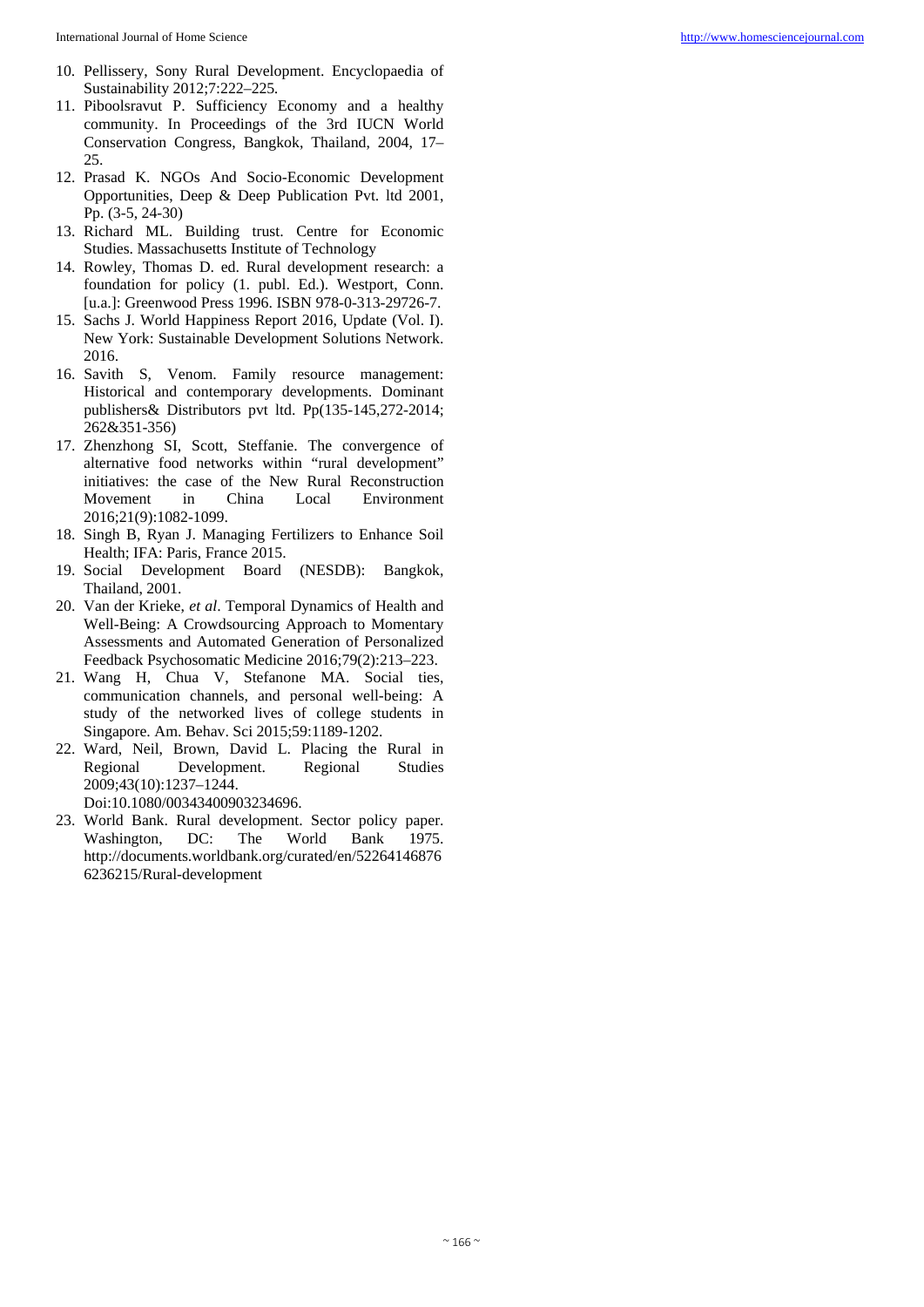10. Pellissery, Sony Rural Development. Encyclopaedia of Sustainability 2012;7:222–225.
11. Piboolsravut P. Sufficiency Economy and a healthy community. In Proceedings of the 3rd IUCN World Conservation Congress, Bangkok, Thailand, 2004, 17–25.
12. Prasad K. NGOs And Socio-Economic Development Opportunities, Deep & Deep Publication Pvt. ltd 2001, Pp. (3-5, 24-30)
13. Richard ML. Building trust. Centre for Economic Studies. Massachusetts Institute of Technology
14. Rowley, Thomas D. ed. Rural development research: a foundation for policy (1. publ. Ed.). Westport, Conn. [u.a.]: Greenwood Press 1996. ISBN 978-0-313-29726-7.
15. Sachs J. World Happiness Report 2016, Update (Vol. I). New York: Sustainable Development Solutions Network. 2016.
16. Savith S, Venom. Family resource management: Historical and contemporary developments. Dominant publishers& Distributors pvt ltd. Pp(135-145,272-2014; 262&351-356)
17. Zhenzhong SI, Scott, Steffanie. The convergence of alternative food networks within "rural development" initiatives: the case of the New Rural Reconstruction Movement in China Local Environment 2016;21(9):1082-1099.
18. Singh B, Ryan J. Managing Fertilizers to Enhance Soil Health; IFA: Paris, France 2015.
19. Social Development Board (NESDB): Bangkok, Thailand, 2001.
20. Van der Krieke, *et al*. Temporal Dynamics of Health and Well-Being: A Crowdsourcing Approach to Momentary Assessments and Automated Generation of Personalized Feedback Psychosomatic Medicine 2016;79(2):213–223.
21. Wang H, Chua V, Stefanone MA. Social ties, communication channels, and personal well-being: A study of the networked lives of college students in Singapore. Am. Behav. Sci 2015;59:1189-1202.
22. Ward, Neil, Brown, David L. Placing the Rural in Regional Development. Regional Studies 2009;43(10):1237–1244. Doi:10.1080/00343400903234696.
23. World Bank. Rural development. Sector policy paper. Washington, DC: The World Bank 1975. http://documents.worldbank.org/curated/en/522641468766236215/Rural-development